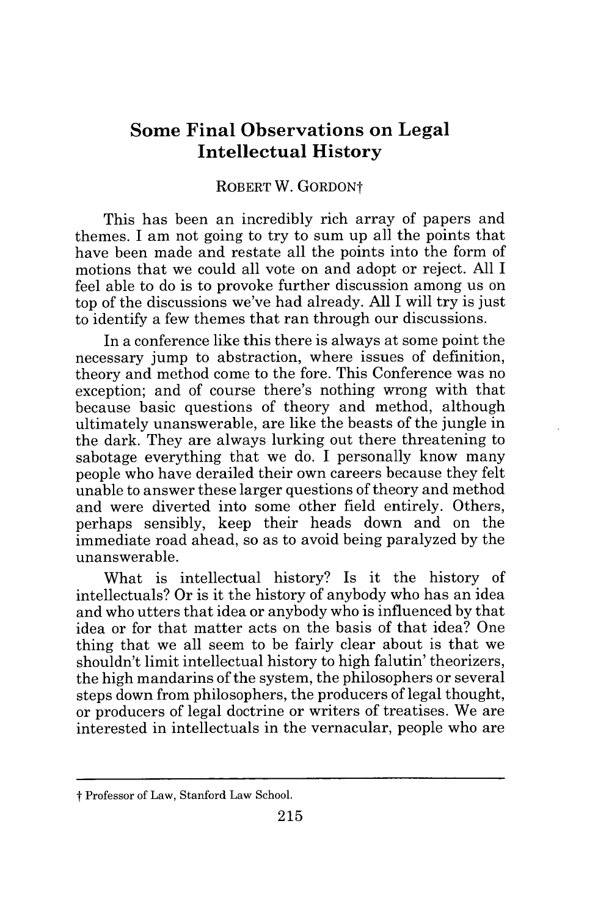# Some Final Observations on Legal Intellectual History

ROBERT W. GORDON†

This has been an incredibly rich array of papers and themes. I am not going to try to sum up all the points that have been made and restate all the points into the form of motions that we could all vote on and adopt or reject. All I feel able to do is to provoke further discussion among us on top of the discussions we've had already. All I will try is just to identify a few themes that ran through our discussions.

In a conference like this there is always at some point the necessary jump to abstraction, where issues of definition, theory and method come to the fore. This Conference was no exception; and of course there's nothing wrong with that because basic questions of theory and method, although ultimately unanswerable, are like the beasts of the jungle in the dark. They are always lurking out there threatening to sabotage everything that we do. I personally know many people who have derailed their own careers because they felt unable to answer these larger questions of theory and method and were diverted into some other field entirely. Others, perhaps sensibly, keep their heads down and on the immediate road ahead, so as to avoid being paralyzed by the unanswerable.

What is intellectual history? Is it the history of intellectuals? Or is it the history of anybody who has an idea and who utters that idea or anybody who is influenced by that idea or for that matter acts on the basis of that idea? One thing that we all seem to be fairly clear about is that we shouldn't limit intellectual history to high falutin' theorizers, the high mandarins of the system, the philosophers or several steps down from philosophers, the producers of legal thought, or producers of legal doctrine or writers of treatises. We are interested in intellectuals in the vernacular, people who are

---

† Professor of Law, Stanford Law School.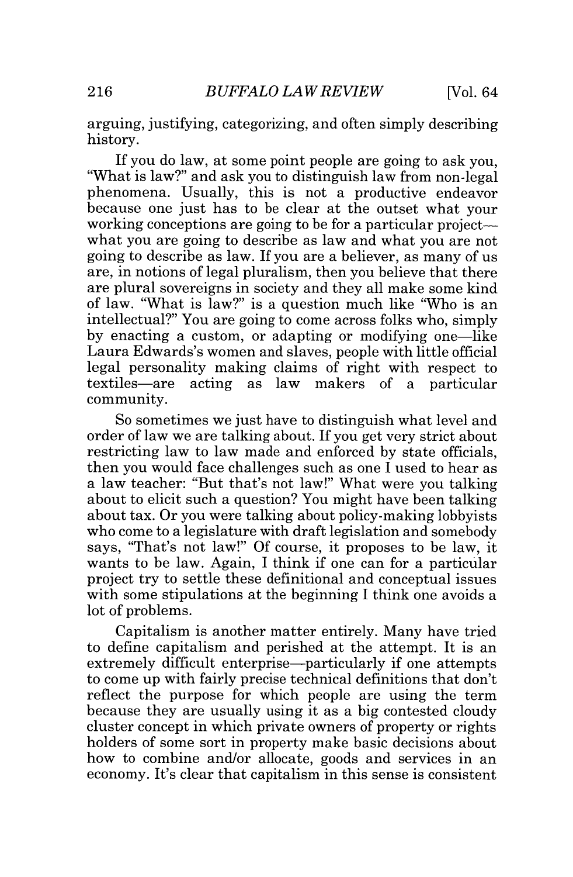arguing, justifying, categorizing, and often simply describing history.

If you do law, at some point people are going to ask you, "What is law?" and ask you to distinguish law from non-legal phenomena. Usually, this is not a productive endeavor because one just has to be clear at the outset what your working conceptions are going to be for a particular project—what you are going to describe as law and what you are not going to describe as law. If you are a believer, as many of us are, in notions of legal pluralism, then you believe that there are plural sovereigns in society and they all make some kind of law. "What is law?" is a question much like "Who is an intellectual?" You are going to come across folks who, simply by enacting a custom, or adapting or modifying one—like Laura Edwards's women and slaves, people with little official legal personality making claims of right with respect to textiles—are acting as law makers of a particular community.

So sometimes we just have to distinguish what level and order of law we are talking about. If you get very strict about restricting law to law made and enforced by state officials, then you would face challenges such as one I used to hear as a law teacher: "But that's not law!" What were you talking about to elicit such a question? You might have been talking about tax. Or you were talking about policy-making lobbyists who come to a legislature with draft legislation and somebody says, "That's not law!" Of course, it proposes to be law, it wants to be law. Again, I think if one can for a particular project try to settle these definitional and conceptual issues with some stipulations at the beginning I think one avoids a lot of problems.

Capitalism is another matter entirely. Many have tried to define capitalism and perished at the attempt. It is an extremely difficult enterprise—particularly if one attempts to come up with fairly precise technical definitions that don't reflect the purpose for which people are using the term because they are usually using it as a big contested cloudy cluster concept in which private owners of property or rights holders of some sort in property make basic decisions about how to combine and/or allocate, goods and services in an economy. It's clear that capitalism in this sense is consistent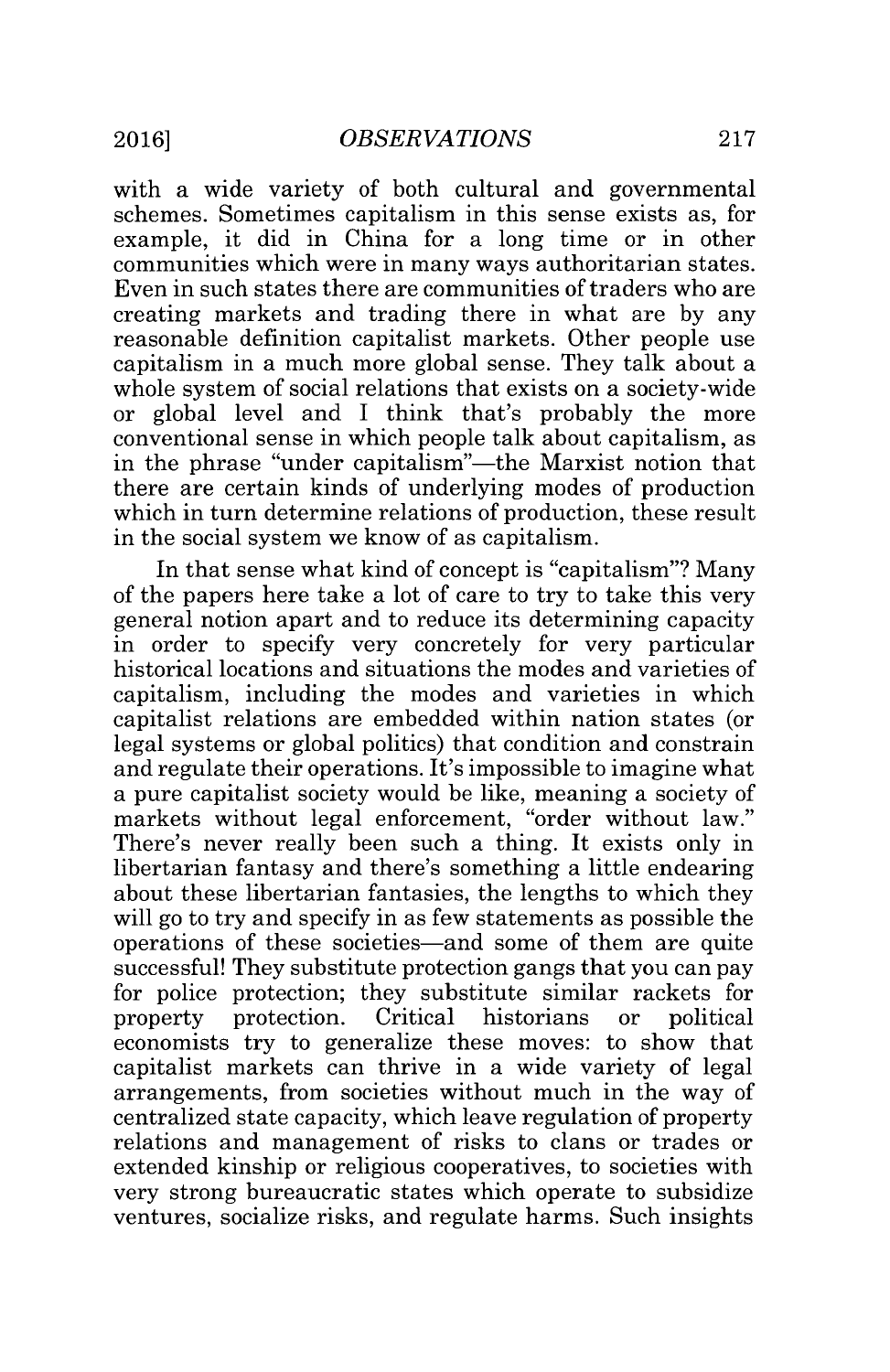with a wide variety of both cultural and governmental schemes. Sometimes capitalism in this sense exists as, for example, it did in China for a long time or in other communities which were in many ways authoritarian states. Even in such states there are communities of traders who are creating markets and trading there in what are by any reasonable definition capitalist markets. Other people use capitalism in a much more global sense. They talk about a whole system of social relations that exists on a society-wide or global level and I think that's probably the more conventional sense in which people talk about capitalism, as in the phrase "under capitalism"—the Marxist notion that there are certain kinds of underlying modes of production which in turn determine relations of production, these result in the social system we know of as capitalism.

In that sense what kind of concept is "capitalism"? Many of the papers here take a lot of care to try to take this very general notion apart and to reduce its determining capacity in order to specify very concretely for very particular historical locations and situations the modes and varieties of capitalism, including the modes and varieties in which capitalist relations are embedded within nation states (or legal systems or global politics) that condition and constrain and regulate their operations. It's impossible to imagine what a pure capitalist society would be like, meaning a society of markets without legal enforcement, "order without law." There's never really been such a thing. It exists only in libertarian fantasy and there's something a little endearing about these libertarian fantasies, the lengths to which they will go to try and specify in as few statements as possible the operations of these societies—and some of them are quite successful! They substitute protection gangs that you can pay for police protection; they substitute similar rackets for property protection. Critical historians or political economists try to generalize these moves: to show that capitalist markets can thrive in a wide variety of legal arrangements, from societies without much in the way of centralized state capacity, which leave regulation of property relations and management of risks to clans or trades or extended kinship or religious cooperatives, to societies with very strong bureaucratic states which operate to subsidize ventures, socialize risks, and regulate harms. Such insights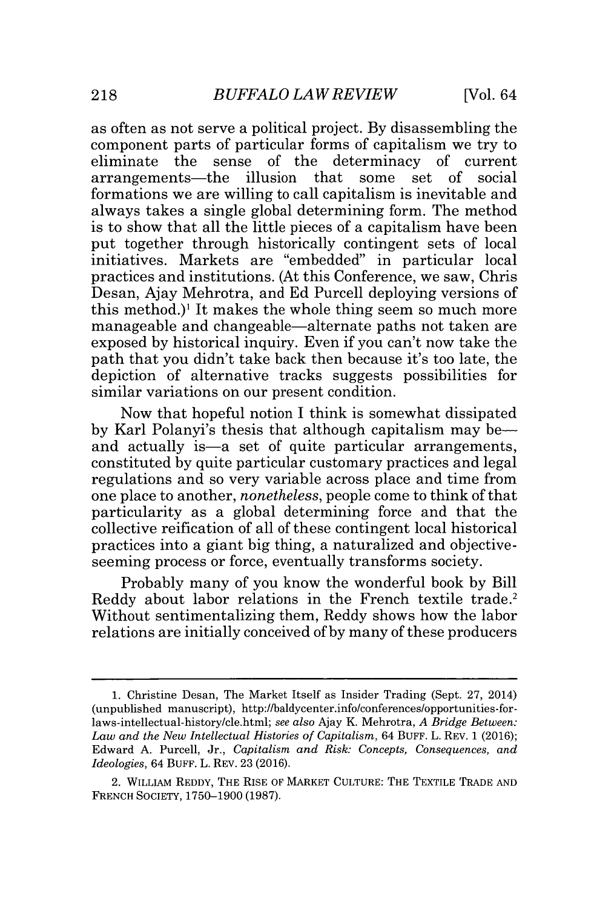as often as not serve a political project. By disassembling the component parts of particular forms of capitalism we try to eliminate the sense of the determinacy of current arrangements—the illusion that some set of social formations we are willing to call capitalism is inevitable and always takes a single global determining form. The method is to show that all the little pieces of a capitalism have been put together through historically contingent sets of local initiatives. Markets are "embedded" in particular local practices and institutions. (At this Conference, we saw, Chris Desan, Ajay Mehrotra, and Ed Purcell deploying versions of this method.)[1] It makes the whole thing seem so much more manageable and changeable—alternate paths not taken are exposed by historical inquiry. Even if you can't now take the path that you didn't take back then because it's too late, the depiction of alternative tracks suggests possibilities for similar variations on our present condition.

Now that hopeful notion I think is somewhat dissipated by Karl Polanyi's thesis that although capitalism may be—and actually is—a set of quite particular arrangements, constituted by quite particular customary practices and legal regulations and so very variable across place and time from one place to another, *nonetheless*, people come to think of that particularity as a global determining force and that the collective reification of all of these contingent local historical practices into a giant big thing, a naturalized and objective-seeming process or force, eventually transforms society.

Probably many of you know the wonderful book by Bill Reddy about labor relations in the French textile trade.[2] Without sentimentalizing them, Reddy shows how the labor relations are initially conceived of by many of these producers

---

1. Christine Desan, The Market Itself as Insider Trading (Sept. 27, 2014) (unpublished manuscript), http://baldycenter.info/conferences/opportunities-for-laws-intellectual-history/cle.html; *see also* Ajay K. Mehrotra, *A Bridge Between: Law and the New Intellectual Histories of Capitalism*, 64 BUFF. L. REV. 1 (2016); Edward A. Purcell, Jr., *Capitalism and Risk: Concepts, Consequences, and Ideologies*, 64 BUFF. L. REV. 23 (2016).

2. WILLIAM REDDY, THE RISE OF MARKET CULTURE: THE TEXTILE TRADE AND FRENCH SOCIETY, 1750–1900 (1987).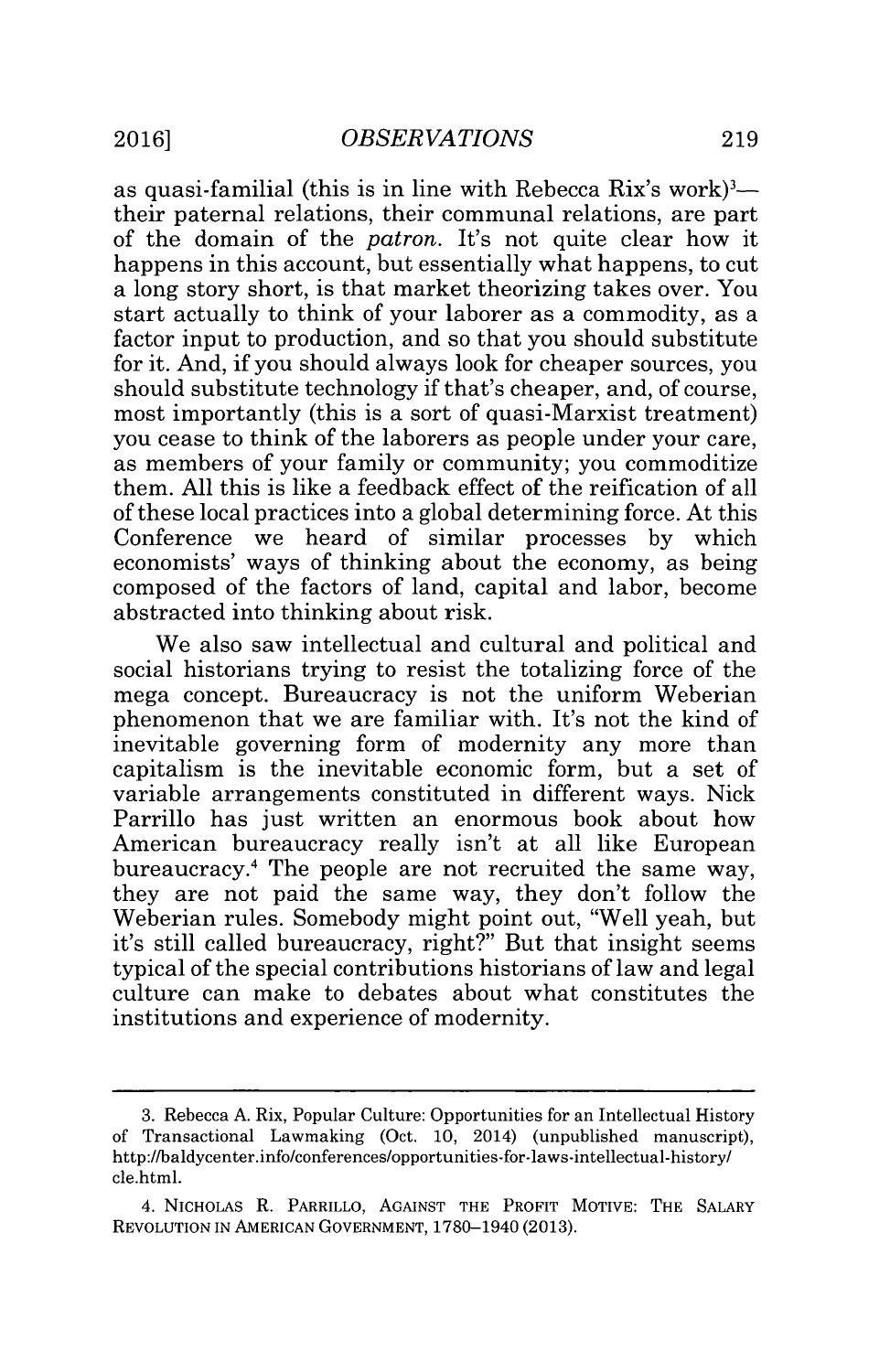as quasi-familial (this is in line with Rebecca Rix's work)[3]—their paternal relations, their communal relations, are part of the domain of the *patron*. It's not quite clear how it happens in this account, but essentially what happens, to cut a long story short, is that market theorizing takes over. You start actually to think of your laborer as a commodity, as a factor input to production, and so that you should substitute for it. And, if you should always look for cheaper sources, you should substitute technology if that's cheaper, and, of course, most importantly (this is a sort of quasi-Marxist treatment) you cease to think of the laborers as people under your care, as members of your family or community; you commoditize them. All this is like a feedback effect of the reification of all of these local practices into a global determining force. At this Conference we heard of similar processes by which economists' ways of thinking about the economy, as being composed of the factors of land, capital and labor, become abstracted into thinking about risk.

We also saw intellectual and cultural and political and social historians trying to resist the totalizing force of the mega concept. Bureaucracy is not the uniform Weberian phenomenon that we are familiar with. It's not the kind of inevitable governing form of modernity any more than capitalism is the inevitable economic form, but a set of variable arrangements constituted in different ways. Nick Parrillo has just written an enormous book about how American bureaucracy really isn't at all like European bureaucracy.[4] The people are not recruited the same way, they are not paid the same way, they don't follow the Weberian rules. Somebody might point out, "Well yeah, but it's still called bureaucracy, right?" But that insight seems typical of the special contributions historians of law and legal culture can make to debates about what constitutes the institutions and experience of modernity.

---

3. Rebecca A. Rix, Popular Culture: Opportunities for an Intellectual History of Transactional Lawmaking (Oct. 10, 2014) (unpublished manuscript), http://baldycenter.info/conferences/opportunities-for-laws-intellectual-history/cle.html.

4. NICHOLAS R. PARRILLO, AGAINST THE PROFIT MOTIVE: THE SALARY REVOLUTION IN AMERICAN GOVERNMENT, 1780–1940 (2013).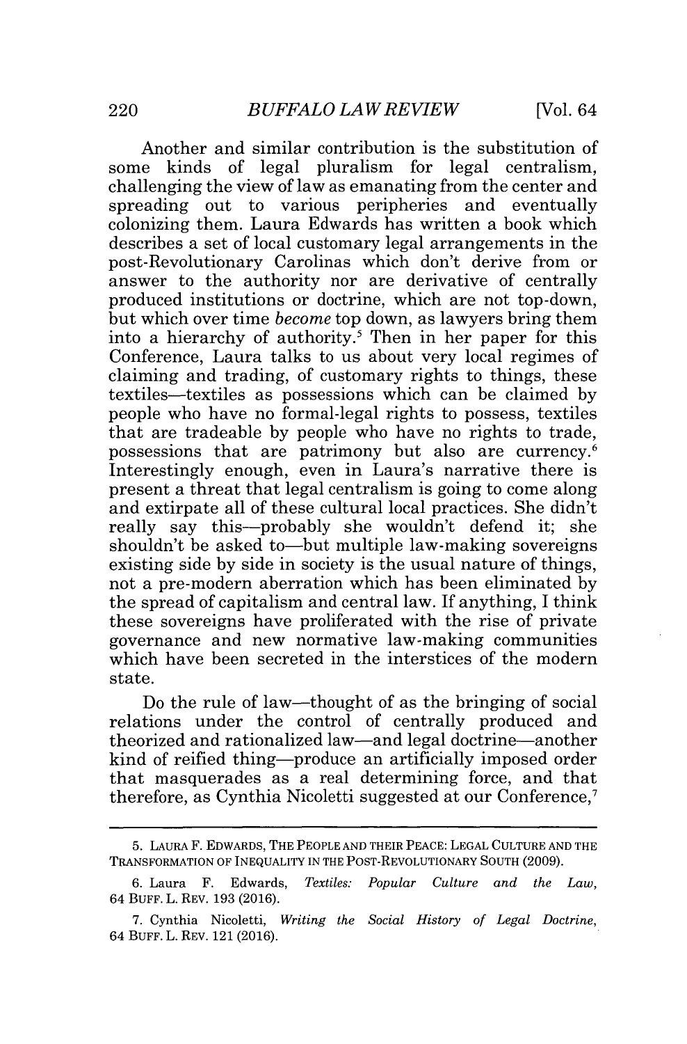Another and similar contribution is the substitution of some kinds of legal pluralism for legal centralism, challenging the view of law as emanating from the center and spreading out to various peripheries and eventually colonizing them. Laura Edwards has written a book which describes a set of local customary legal arrangements in the post-Revolutionary Carolinas which don't derive from or answer to the authority nor are derivative of centrally produced institutions or doctrine, which are not top-down, but which over time *become* top down, as lawyers bring them into a hierarchy of authority.[5] Then in her paper for this Conference, Laura talks to us about very local regimes of claiming and trading, of customary rights to things, these textiles—textiles as possessions which can be claimed by people who have no formal-legal rights to possess, textiles that are tradeable by people who have no rights to trade, possessions that are patrimony but also are currency.[6] Interestingly enough, even in Laura's narrative there is present a threat that legal centralism is going to come along and extirpate all of these cultural local practices. She didn't really say this—probably she wouldn't defend it; she shouldn't be asked to—but multiple law-making sovereigns existing side by side in society is the usual nature of things, not a pre-modern aberration which has been eliminated by the spread of capitalism and central law. If anything, I think these sovereigns have proliferated with the rise of private governance and new normative law-making communities which have been secreted in the interstices of the modern state.

Do the rule of law—thought of as the bringing of social relations under the control of centrally produced and theorized and rationalized law—and legal doctrine—another kind of reified thing—produce an artificially imposed order that masquerades as a real determining force, and that therefore, as Cynthia Nicoletti suggested at our Conference,[7]

---

5. LAURA F. EDWARDS, THE PEOPLE AND THEIR PEACE: LEGAL CULTURE AND THE TRANSFORMATION OF INEQUALITY IN THE POST-REVOLUTIONARY SOUTH (2009).

6. Laura F. Edwards, *Textiles: Popular Culture and the Law*, 64 BUFF. L. REV. 193 (2016).

7. Cynthia Nicoletti, *Writing the Social History of Legal Doctrine*, 64 BUFF. L. REV. 121 (2016).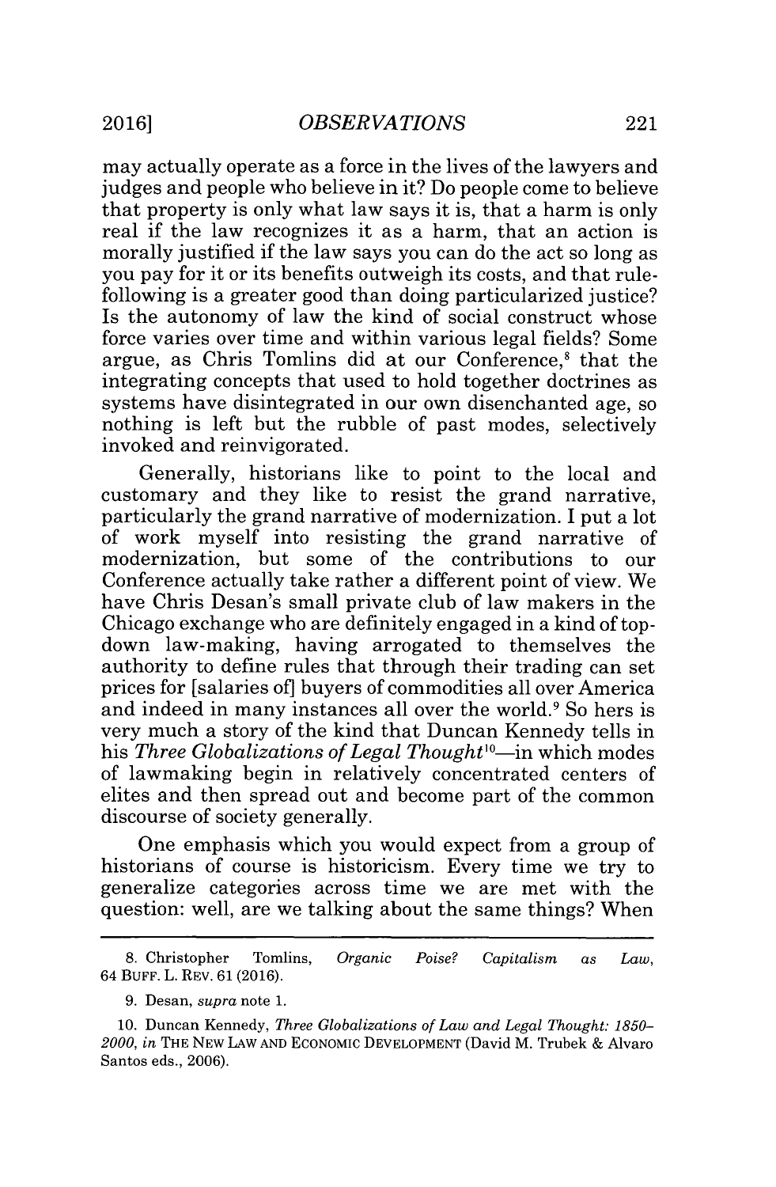may actually operate as a force in the lives of the lawyers and judges and people who believe in it? Do people come to believe that property is only what law says it is, that a harm is only real if the law recognizes it as a harm, that an action is morally justified if the law says you can do the act so long as you pay for it or its benefits outweigh its costs, and that rule-following is a greater good than doing particularized justice? Is the autonomy of law the kind of social construct whose force varies over time and within various legal fields? Some argue, as Chris Tomlins did at our Conference,[8] that the integrating concepts that used to hold together doctrines as systems have disintegrated in our own disenchanted age, so nothing is left but the rubble of past modes, selectively invoked and reinvigorated.

Generally, historians like to point to the local and customary and they like to resist the grand narrative, particularly the grand narrative of modernization. I put a lot of work myself into resisting the grand narrative of modernization, but some of the contributions to our Conference actually take rather a different point of view. We have Chris Desan's small private club of law makers in the Chicago exchange who are definitely engaged in a kind of top-down law-making, having arrogated to themselves the authority to define rules that through their trading can set prices for [salaries of] buyers of commodities all over America and indeed in many instances all over the world.[9] So hers is very much a story of the kind that Duncan Kennedy tells in his *Three Globalizations of Legal Thought*[10]—in which modes of lawmaking begin in relatively concentrated centers of elites and then spread out and become part of the common discourse of society generally.

One emphasis which you would expect from a group of historians of course is historicism. Every time we try to generalize categories across time we are met with the question: well, are we talking about the same things? When

---

8. Christopher Tomlins, *Organic Poise? Capitalism as Law*, 64 BUFF. L. REV. 61 (2016).

9. Desan, *supra* note 1.

10. Duncan Kennedy, *Three Globalizations of Law and Legal Thought: 1850–2000*, *in* THE NEW LAW AND ECONOMIC DEVELOPMENT (David M. Trubek & Alvaro Santos eds., 2006).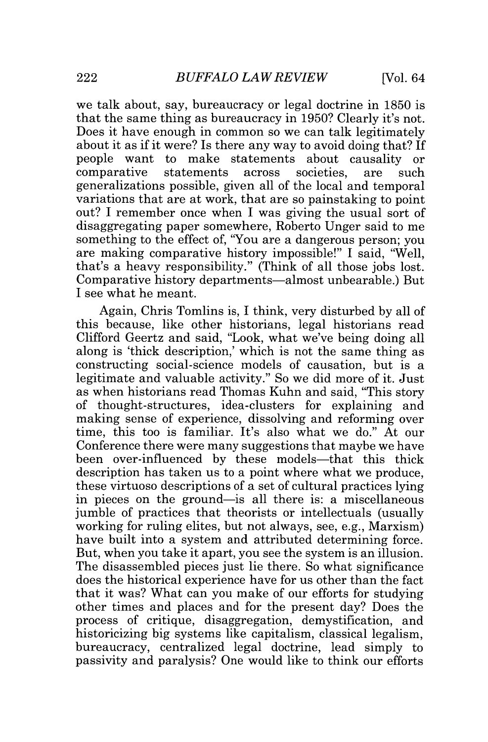we talk about, say, bureaucracy or legal doctrine in 1850 is that the same thing as bureaucracy in 1950? Clearly it's not. Does it have enough in common so we can talk legitimately about it as if it were? Is there any way to avoid doing that? If people want to make statements about causality or comparative statements across societies, are such generalizations possible, given all of the local and temporal variations that are at work, that are so painstaking to point out? I remember once when I was giving the usual sort of disaggregating paper somewhere, Roberto Unger said to me something to the effect of, "You are a dangerous person; you are making comparative history impossible!" I said, "Well, that's a heavy responsibility." (Think of all those jobs lost. Comparative history departments—almost unbearable.) But I see what he meant.

Again, Chris Tomlins is, I think, very disturbed by all of this because, like other historians, legal historians read Clifford Geertz and said, "Look, what we've being doing all along is 'thick description,' which is not the same thing as constructing social-science models of causation, but is a legitimate and valuable activity." So we did more of it. Just as when historians read Thomas Kuhn and said, "This story of thought-structures, idea-clusters for explaining and making sense of experience, dissolving and reforming over time, this too is familiar. It's also what we do." At our Conference there were many suggestions that maybe we have been over-influenced by these models—that this thick description has taken us to a point where what we produce, these virtuoso descriptions of a set of cultural practices lying in pieces on the ground—is all there is: a miscellaneous jumble of practices that theorists or intellectuals (usually working for ruling elites, but not always, see, e.g., Marxism) have built into a system and attributed determining force. But, when you take it apart, you see the system is an illusion. The disassembled pieces just lie there. So what significance does the historical experience have for us other than the fact that it was? What can you make of our efforts for studying other times and places and for the present day? Does the process of critique, disaggregation, demystification, and historicizing big systems like capitalism, classical legalism, bureaucracy, centralized legal doctrine, lead simply to passivity and paralysis? One would like to think our efforts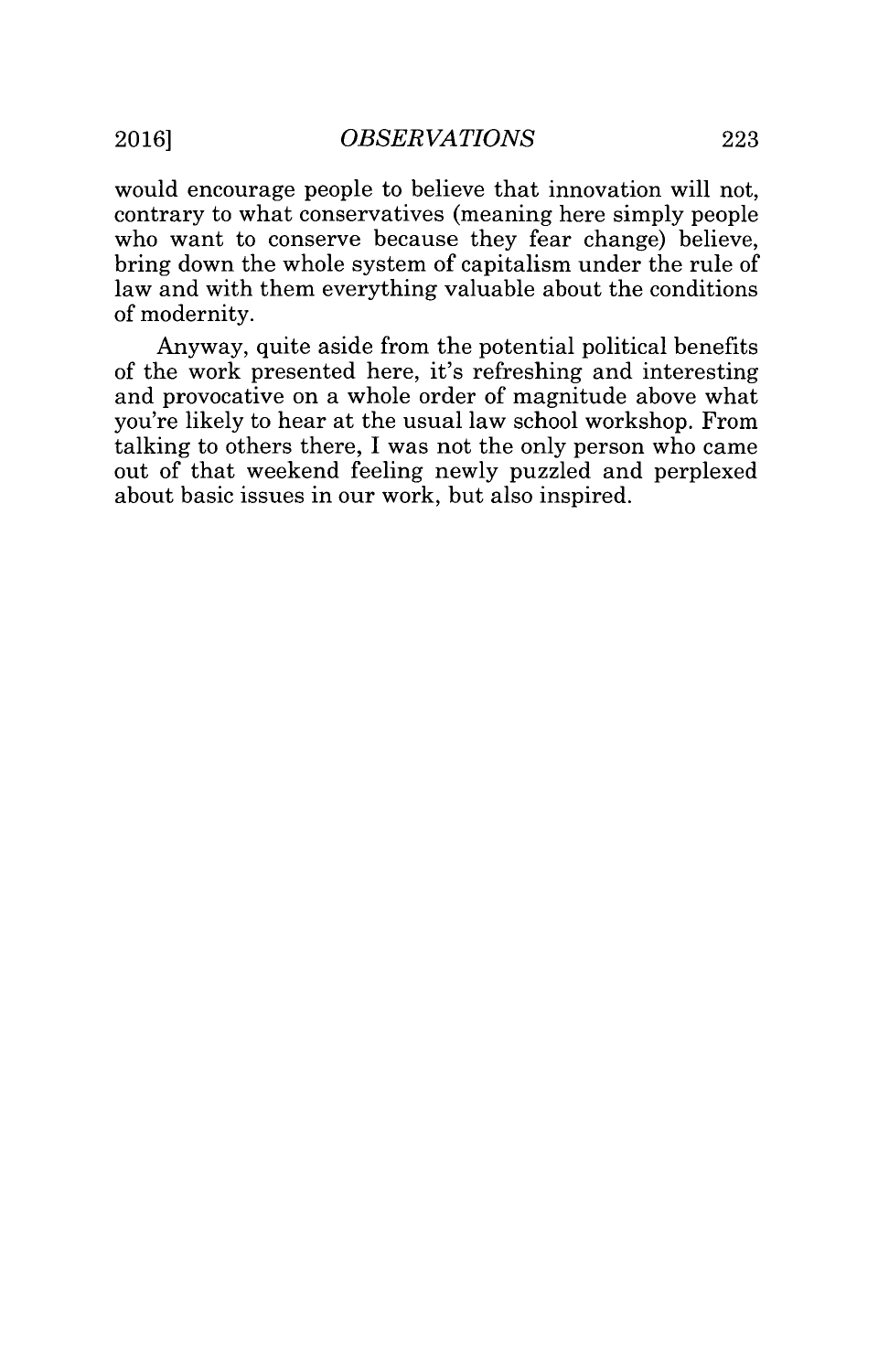would encourage people to believe that innovation will not, contrary to what conservatives (meaning here simply people who want to conserve because they fear change) believe, bring down the whole system of capitalism under the rule of law and with them everything valuable about the conditions of modernity.

Anyway, quite aside from the potential political benefits of the work presented here, it's refreshing and interesting and provocative on a whole order of magnitude above what you're likely to hear at the usual law school workshop. From talking to others there, I was not the only person who came out of that weekend feeling newly puzzled and perplexed about basic issues in our work, but also inspired.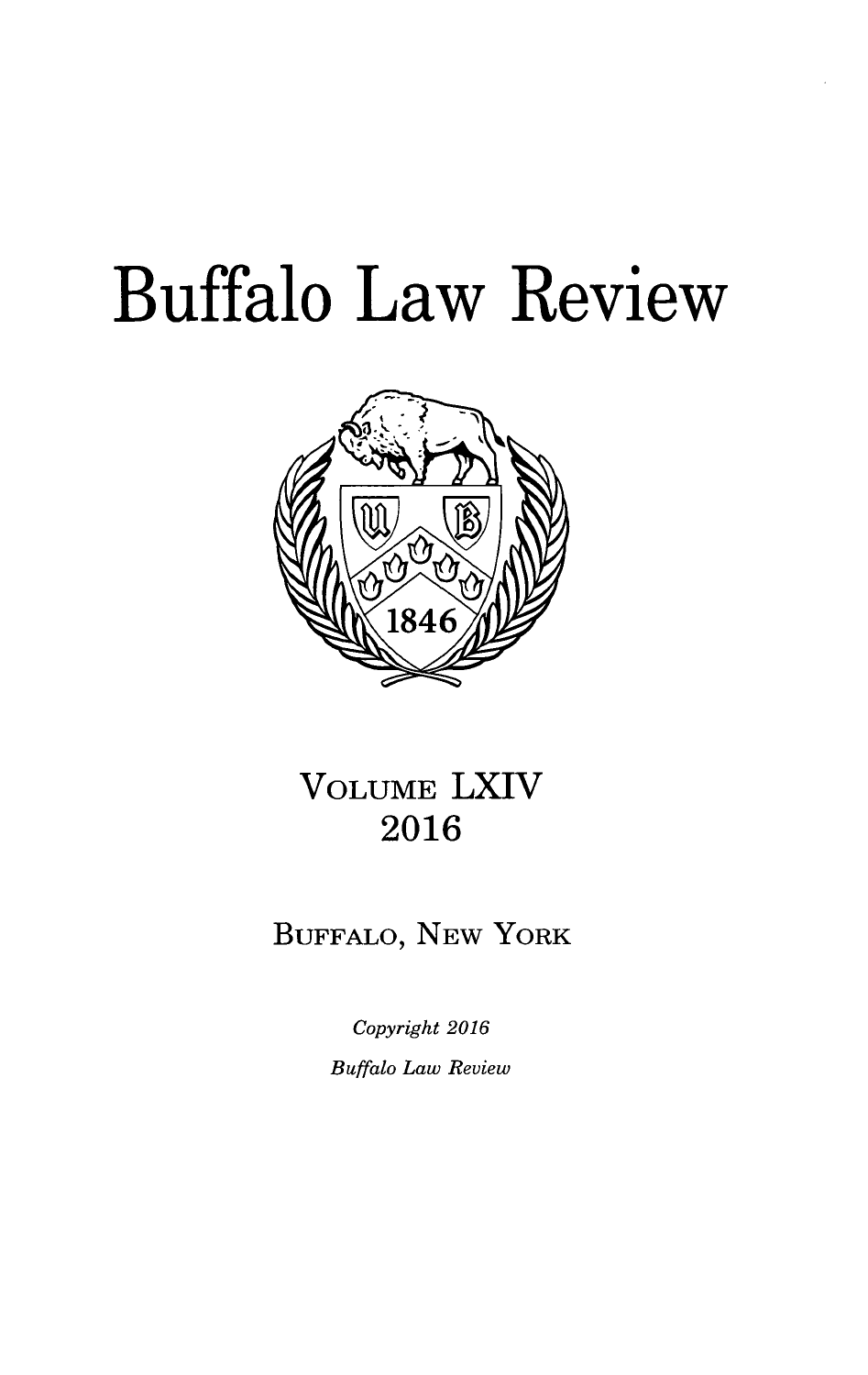# Buffalo Law Review

VOLUME LXIV
2016

BUFFALO, NEW YORK

*Copyright 2016*
*Buffalo Law Review*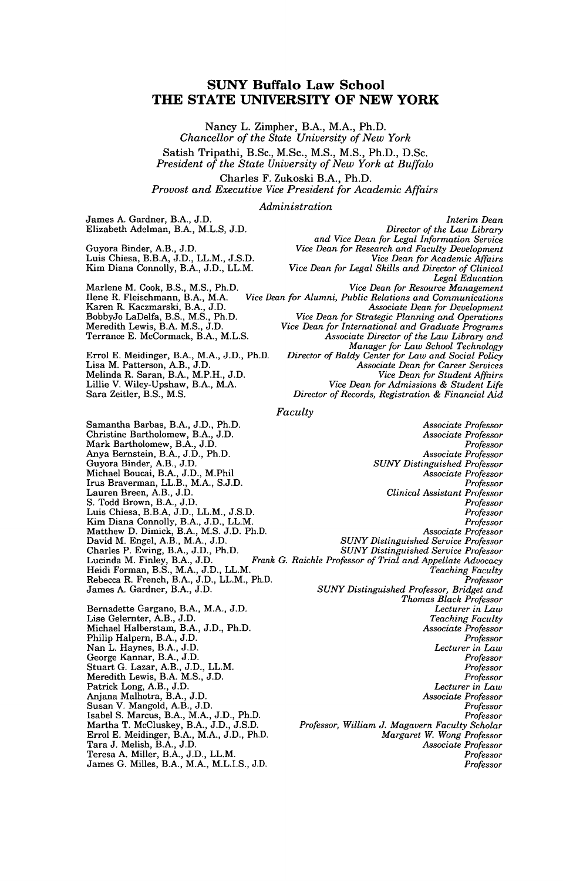# SUNY Buffalo Law School
# THE STATE UNIVERSITY OF NEW YORK

Nancy L. Zimpher, B.A., M.A., Ph.D.
*Chancellor of the State University of New York*

Satish Tripathi, B.Sc., M.Sc., M.S., M.S., Ph.D., D.Sc.
*President of the State University of New York at Buffalo*

Charles F. Zukoski B.A., Ph.D.
*Provost and Executive Vice President for Academic Affairs*

## *Administration*

| | |
|---|---|
| James A. Gardner, B.A., J.D. | *Interim Dean* |
| Elizabeth Adelman, B.A., M.L.S, J.D. | *Director of the Law Library and Vice Dean for Legal Information Service* |
| Guyora Binder, A.B., J.D. | *Vice Dean for Research and Faculty Development* |
| Luis Chiesa, B.B.A, J.D., LL.M., J.S.D. | *Vice Dean for Academic Affairs* |
| Kim Diana Connolly, B.A., J.D., LL.M. | *Vice Dean for Legal Skills and Director of Clinical Legal Education* |
| Marlene M. Cook, B.S., M.S., Ph.D. | *Vice Dean for Resource Management* |
| Ilene R. Fleischmann, B.A., M.A. | *Vice Dean for Alumni, Public Relations and Communications* |
| Karen R. Kaczmarski, B.A., J.D. | *Associate Dean for Development* |
| BobbyJo LaDelfa, B.S., M.S., Ph.D. | *Vice Dean for Strategic Planning and Operations* |
| Meredith Lewis, B.A. M.S., J.D. | *Vice Dean for International and Graduate Programs* |
| Terrance E. McCormack, B.A., M.L.S. | *Associate Director of the Law Library and Manager for Law School Technology* |
| Errol E. Meidinger, B.A., M.A., J.D., Ph.D. | *Director of Baldy Center for Law and Social Policy* |
| Lisa M. Patterson, A.B., J.D. | *Associate Dean for Career Services* |
| Melinda R. Saran, B.A., M.P.H., J.D. | *Vice Dean for Student Affairs* |
| Lillie V. Wiley-Upshaw, B.A., M.A. | *Vice Dean for Admissions & Student Life* |
| Sara Zeitler, B.S., M.S. | *Director of Records, Registration & Financial Aid* |

## *Faculty*

| | |
|---|---|
| Samantha Barbas, B.A., J.D., Ph.D. | *Associate Professor* |
| Christine Bartholomew, B.A., J.D. | *Associate Professor* |
| Mark Bartholomew, B.A., J.D. | *Professor* |
| Anya Bernstein, B.A., J.D., Ph.D. | *Associate Professor* |
| Guyora Binder, A.B., J.D. | *SUNY Distinguished Professor* |
| Michael Boucai, B.A., J.D., M.Phil | *Associate Professor* |
| Irus Braverman, LL.B., M.A., S.J.D. | *Professor* |
| Lauren Breen, A.B., J.D. | *Clinical Assistant Professor* |
| S. Todd Brown, B.A., J.D. | *Professor* |
| Luis Chiesa, B.B.A, J.D., LL.M., J.S.D. | *Professor* |
| Kim Diana Connolly, B.A., J.D., LL.M. | *Professor* |
| Matthew D. Dimick, B.A., M.S. J.D. Ph.D. | *Associate Professor* |
| David M. Engel, A.B., M.A., J.D. | *SUNY Distinguished Service Professor* |
| Charles P. Ewing, B.A., J.D., Ph.D. | *SUNY Distinguished Service Professor* |
| Lucinda M. Finley, B.A., J.D. | *Frank G. Raichle Professor of Trial and Appellate Advocacy* |
| Heidi Forman, B.S., M.A., J.D., LL.M. | *Teaching Faculty* |
| Rebecca R. French, B.A., J.D., LL.M., Ph.D. | *Professor* |
| James A. Gardner, B.A., J.D. | *SUNY Distinguished Professor, Bridget and Thomas Black Professor* |
| Bernadette Gargano, B.A., M.A., J.D. | *Lecturer in Law* |
| Lise Gelernter, A.B., J.D. | *Teaching Faculty* |
| Michael Halberstam, B.A., J.D., Ph.D. | *Associate Professor* |
| Philip Halpern, B.A., J.D. | *Professor* |
| Nan L. Haynes, B.A., J.D. | *Lecturer in Law* |
| George Kannar, B.A., J.D. | *Professor* |
| Stuart G. Lazar, A.B., J.D., LL.M. | *Professor* |
| Meredith Lewis, B.A. M.S., J.D. | *Professor* |
| Patrick Long, A.B., J.D. | *Lecturer in Law* |
| Anjana Malhotra, B.A., J.D. | *Associate Professor* |
| Susan V. Mangold, A.B., J.D. | *Professor* |
| Isabel S. Marcus, B.A., M.A., J.D., Ph.D. | *Professor* |
| Martha T. McCluskey, B.A., J.D., J.S.D. | *Professor, William J. Magavern Faculty Scholar* |
| Errol E. Meidinger, B.A., M.A., J.D., Ph.D. | *Margaret W. Wong Professor* |
| Tara J. Melish, B.A., J.D. | *Associate Professor* |
| Teresa A. Miller, B.A., J.D., LL.M. | *Professor* |
| James G. Milles, B.A., M.A., M.L.I.S., J.D. | *Professor* |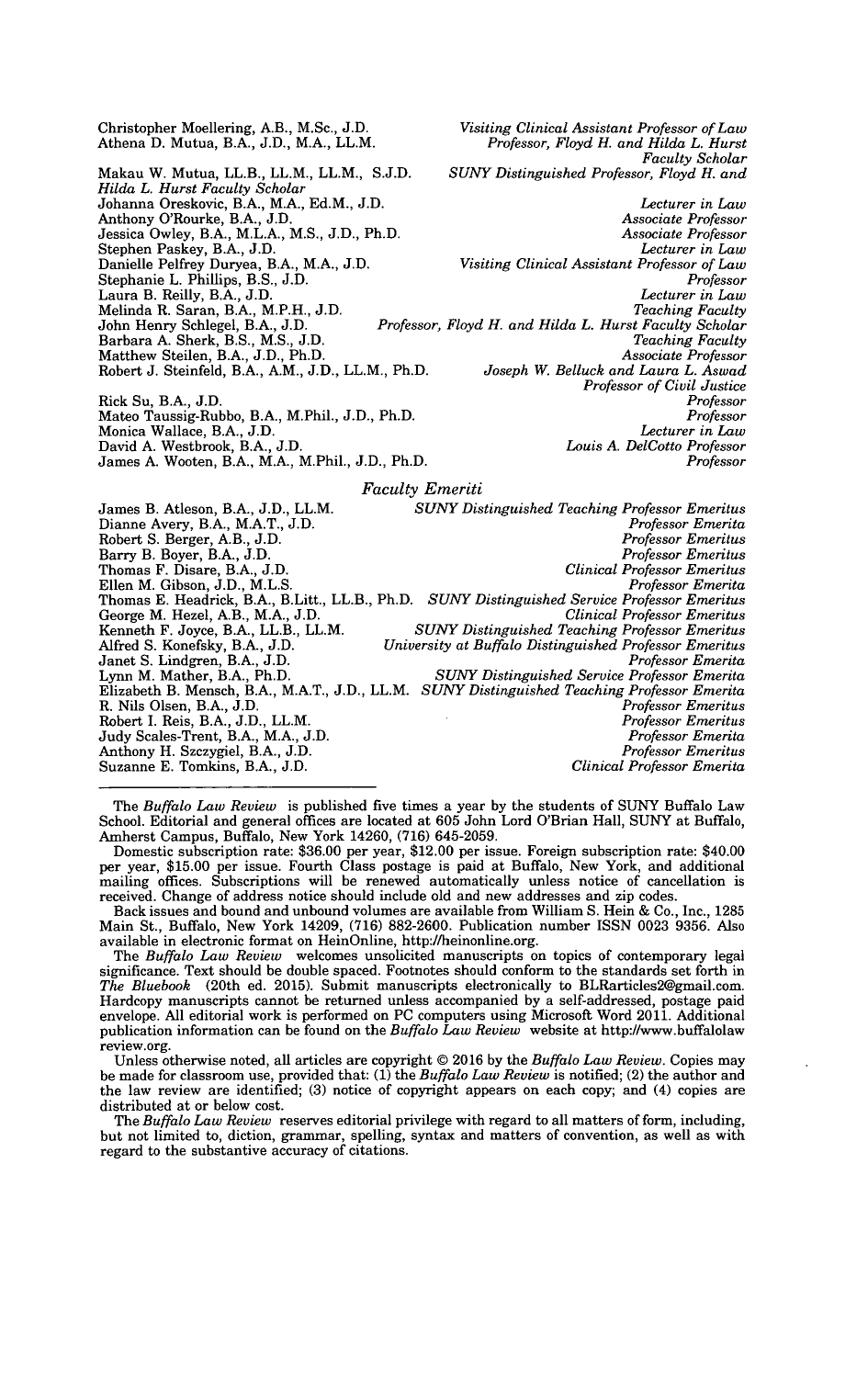| | |
|---|---|
| Christopher Moellering, A.B., M.Sc., J.D. | *Visiting Clinical Assistant Professor of Law* |
| Athena D. Mutua, B.A., J.D., M.A., LL.M. | *Professor, Floyd H. and Hilda L. Hurst Faculty Scholar* |
| Makau W. Mutua, LL.B., LL.M., LL.M., S.J.D. | *SUNY Distinguished Professor, Floyd H. and Hilda L. Hurst Faculty Scholar* |
| Johanna Oreskovic, B.A., M.A., Ed.M., J.D. | *Lecturer in Law* |
| Anthony O'Rourke, B.A., J.D. | *Associate Professor* |
| Jessica Owley, B.A., M.L.A., M.S., J.D., Ph.D. | *Associate Professor* |
| Stephen Paskey, B.A., J.D. | *Lecturer in Law* |
| Danielle Pelfrey Duryea, B.A., M.A., J.D. | *Visiting Clinical Assistant Professor of Law* |
| Stephanie L. Phillips, B.S., J.D. | *Professor* |
| Laura B. Reilly, B.A., J.D. | *Lecturer in Law* |
| Melinda R. Saran, B.A., M.P.H., J.D. | *Teaching Faculty* |
| John Henry Schlegel, B.A., J.D. | *Professor, Floyd H. and Hilda L. Hurst Faculty Scholar* |
| Barbara A. Sherk, B.S., M.S., J.D. | *Teaching Faculty* |
| Matthew Steilen, B.A., J.D., Ph.D. | *Associate Professor* |
| Robert J. Steinfeld, B.A., A.M., J.D., LL.M., Ph.D. | *Joseph W. Belluck and Laura L. Aswad Professor of Civil Justice* |
| Rick Su, B.A., J.D. | *Professor* |
| Mateo Taussig-Rubbo, B.A., M.Phil., J.D., Ph.D. | *Professor* |
| Monica Wallace, B.A., J.D. | *Lecturer in Law* |
| David A. Westbrook, B.A., J.D. | *Louis A. DelCotto Professor* |
| James A. Wooten, B.A., M.A., M.Phil., J.D., Ph.D. | *Professor* |

*Faculty Emeriti*

| | |
|---|---|
| James B. Atleson, B.A., J.D., LL.M. | *SUNY Distinguished Teaching Professor Emeritus* |
| Dianne Avery, B.A., M.A.T., J.D. | *Professor Emerita* |
| Robert S. Berger, A.B., J.D. | *Professor Emeritus* |
| Barry B. Boyer, B.A., J.D. | *Professor Emeritus* |
| Thomas F. Disare, B.A., J.D. | *Clinical Professor Emeritus* |
| Ellen M. Gibson, J.D., M.L.S. | *Professor Emerita* |
| Thomas E. Headrick, B.A., B.Litt., LL.B., Ph.D. | *SUNY Distinguished Service Professor Emeritus* |
| George M. Hezel, A.B., M.A., J.D. | *Clinical Professor Emeritus* |
| Kenneth F. Joyce, B.A., LL.B., LL.M. | *SUNY Distinguished Teaching Professor Emeritus* |
| Alfred S. Konefsky, B.A., J.D. | *University at Buffalo Distinguished Professor Emeritus* |
| Janet S. Lindgren, B.A., J.D. | *Professor Emerita* |
| Lynn M. Mather, B.A., Ph.D. | *SUNY Distinguished Service Professor Emerita* |
| Elizabeth B. Mensch, B.A., M.A.T., J.D., LL.M. | *SUNY Distinguished Teaching Professor Emerita* |
| R. Nils Olsen, B.A., J.D. | *Professor Emeritus* |
| Robert I. Reis, B.A., J.D., LL.M. | *Professor Emeritus* |
| Judy Scales-Trent, B.A., M.A., J.D. | *Professor Emerita* |
| Anthony H. Szczygiel, B.A., J.D. | *Professor Emeritus* |
| Suzanne E. Tomkins, B.A., J.D. | *Clinical Professor Emerita* |

---

The *Buffalo Law Review* is published five times a year by the students of SUNY Buffalo Law School. Editorial and general offices are located at 605 John Lord O'Brian Hall, SUNY at Buffalo, Amherst Campus, Buffalo, New York 14260, (716) 645-2059.

Domestic subscription rate: $36.00 per year, $12.00 per issue. Foreign subscription rate: $40.00 per year, $15.00 per issue. Fourth Class postage is paid at Buffalo, New York, and additional mailing offices. Subscriptions will be renewed automatically unless notice of cancellation is received. Change of address notice should include old and new addresses and zip codes.

Back issues and bound and unbound volumes are available from William S. Hein & Co., Inc., 1285 Main St., Buffalo, New York 14209, (716) 882-2600. Publication number ISSN 0023 9356. Also available in electronic format on HeinOnline, http://heinonline.org.

The *Buffalo Law Review* welcomes unsolicited manuscripts on topics of contemporary legal significance. Text should be double spaced. Footnotes should conform to the standards set forth in *The Bluebook* (20th ed. 2015). Submit manuscripts electronically to BLRarticles2@gmail.com. Hardcopy manuscripts cannot be returned unless accompanied by a self-addressed, postage paid envelope. All editorial work is performed on PC computers using Microsoft Word 2011. Additional publication information can be found on the *Buffalo Law Review* website at http://www.buffalolawreview.org.

Unless otherwise noted, all articles are copyright © 2016 by the *Buffalo Law Review*. Copies may be made for classroom use, provided that: (1) the *Buffalo Law Review* is notified; (2) the author and the law review are identified; (3) notice of copyright appears on each copy; and (4) copies are distributed at or below cost.

The *Buffalo Law Review* reserves editorial privilege with regard to all matters of form, including, but not limited to, diction, grammar, spelling, syntax and matters of convention, as well as with regard to the substantive accuracy of citations.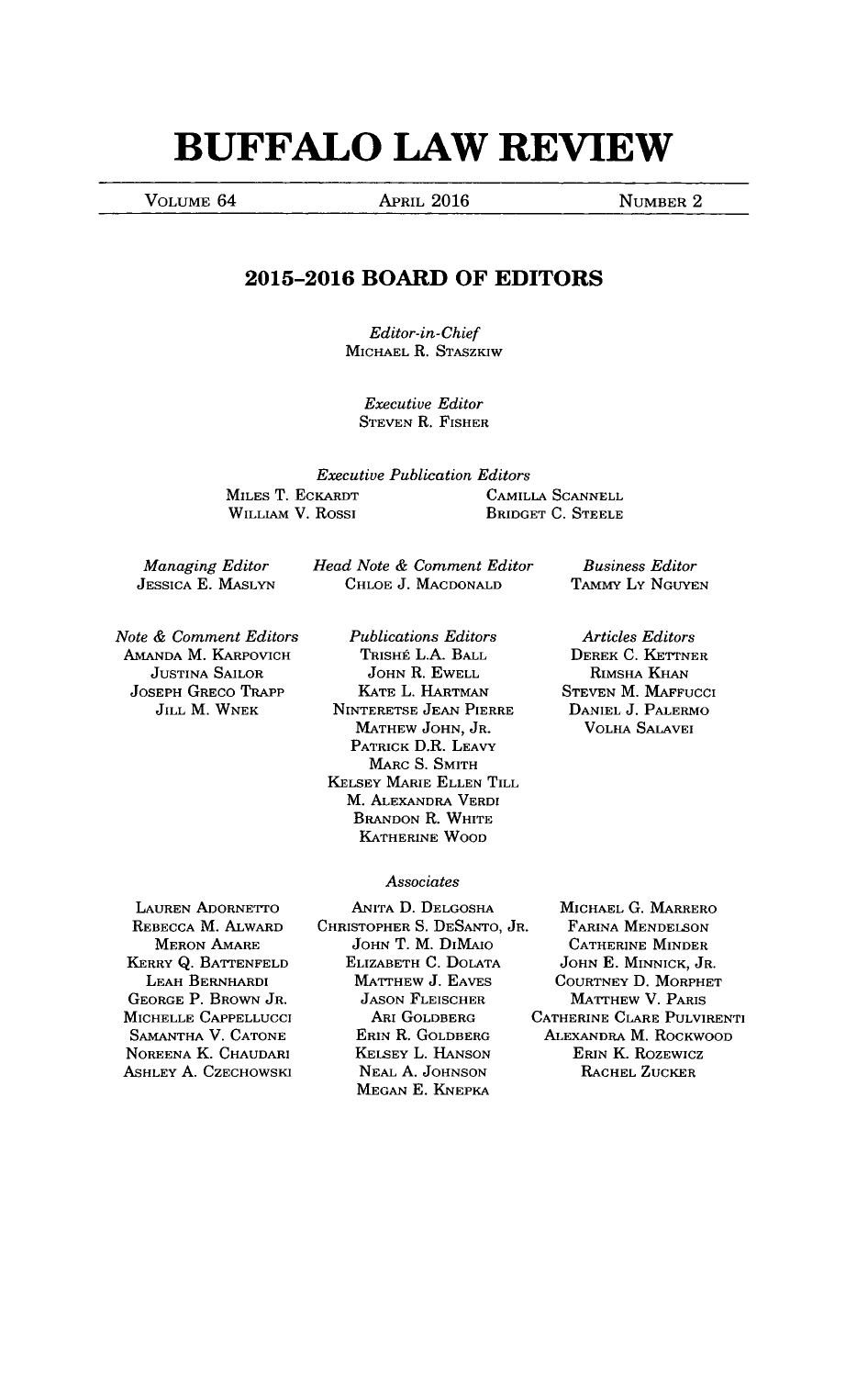# BUFFALO LAW REVIEW

VOLUME 64 APRIL 2016 NUMBER 2

## 2015-2016 BOARD OF EDITORS

*Editor-in-Chief*
MICHAEL R. STASZKIW

*Executive Editor*
STEVEN R. FISHER

*Executive Publication Editors*
MILES T. ECKARDT
WILLIAM V. ROSSI
CAMILLA SCANNELL
BRIDGET C. STEELE

*Managing Editor*
JESSICA E. MASLYN

*Head Note & Comment Editor*
CHLOE J. MACDONALD

*Business Editor*
TAMMY LY NGUYEN

*Note & Comment Editors*
AMANDA M. KARPOVICH
JUSTINA SAILOR
JOSEPH GRECO TRAPP
JILL M. WNEK

*Publications Editors*
TRISHÉ L.A. BALL
JOHN R. EWELL
KATE L. HARTMAN
NINTERETSE JEAN PIERRE
MATHEW JOHN, JR.
PATRICK D.R. LEAVY
MARC S. SMITH
KELSEY MARIE ELLEN TILL
M. ALEXANDRA VERDI
BRANDON R. WHITE
KATHERINE WOOD

*Articles Editors*
DEREK C. KETTNER
RIMSHA KHAN
STEVEN M. MAFFUCCI
DANIEL J. PALERMO
VOLHA SALAVEI

*Associates*

LAUREN ADORNETTO
REBECCA M. ALWARD
MERON AMARE
KERRY Q. BATTENFELD
LEAH BERNHARDI
GEORGE P. BROWN JR.
MICHELLE CAPPELLUCCI
SAMANTHA V. CATONE
NOREENA K. CHAUDARI
ASHLEY A. CZECHOWSKI
ANITA D. DELGOSHA
CHRISTOPHER S. DESANTO, JR.
JOHN T. M. DIMAIO
ELIZABETH C. DOLATA
MATTHEW J. EAVES
JASON FLEISCHER
ARI GOLDBERG
ERIN R. GOLDBERG
KELSEY L. HANSON
NEAL A. JOHNSON
MEGAN E. KNEPKA
MICHAEL G. MARRERO
FARINA MENDELSON
CATHERINE MINDER
JOHN E. MINNICK, JR.
COURTNEY D. MORPHET
MATTHEW V. PARIS
CATHERINE CLARE PULVIRENTI
ALEXANDRA M. ROCKWOOD
ERIN K. ROZEWICZ
RACHEL ZUCKER